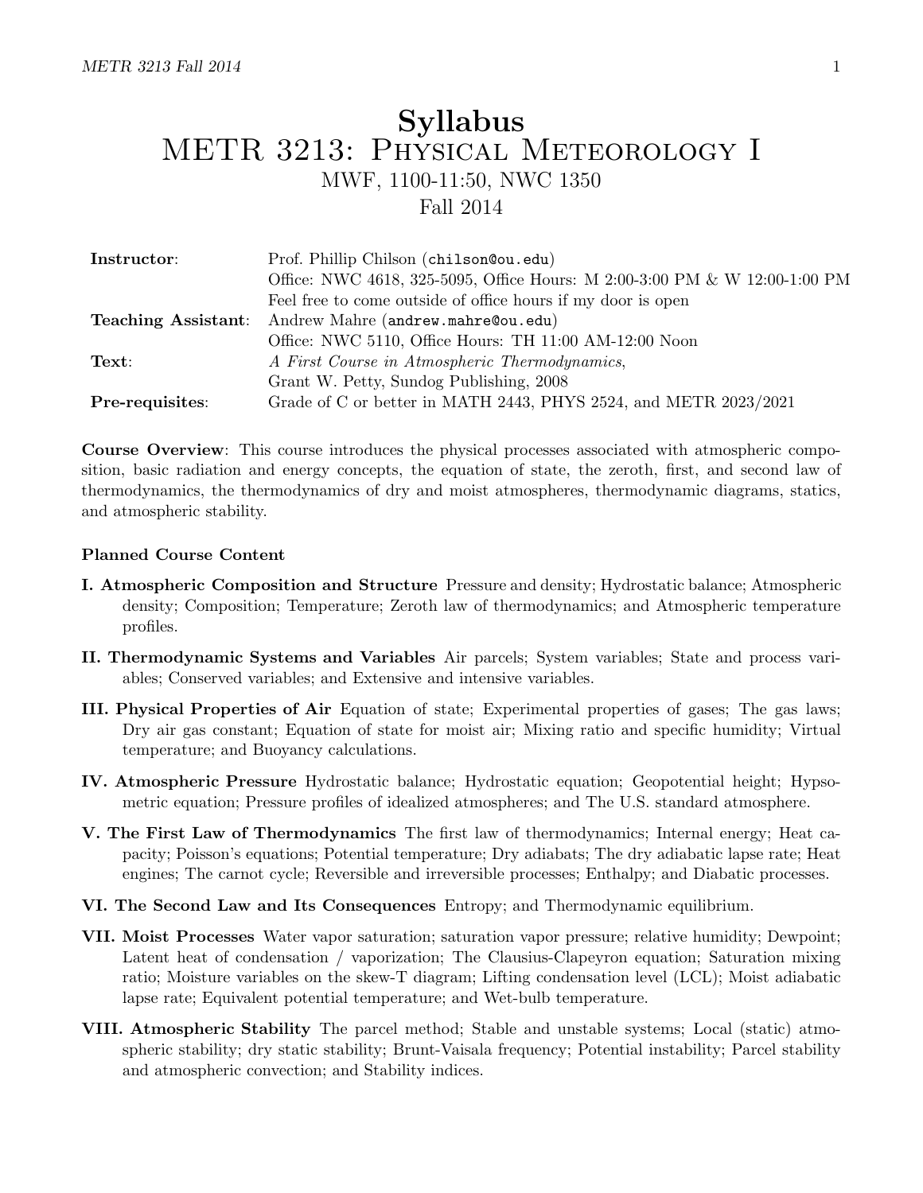# Syllabus
# METR 3213: Physical Meteorology I

MWF, 1100-11:50, NWC 1350

Fall 2014

| | |
|---|---|
| **Instructor**: | Prof. Phillip Chilson (`chilson@ou.edu`) |
| | Office: NWC 4618, 325-5095, Office Hours: M 2:00-3:00 PM & W 12:00-1:00 PM |
| | Feel free to come outside of office hours if my door is open |
| **Teaching Assistant**: | Andrew Mahre (`andrew.mahre@ou.edu`) |
| | Office: NWC 5110, Office Hours: TH 11:00 AM-12:00 Noon |
| **Text**: | *A First Course in Atmospheric Thermodynamics*, |
| | Grant W. Petty, Sundog Publishing, 2008 |
| **Pre-requisites**: | Grade of C or better in MATH 2443, PHYS 2524, and METR 2023/2021 |

**Course Overview**: This course introduces the physical processes associated with atmospheric composition, basic radiation and energy concepts, the equation of state, the zeroth, first, and second law of thermodynamics, the thermodynamics of dry and moist atmospheres, thermodynamic diagrams, statics, and atmospheric stability.

**Planned Course Content**

- **I. Atmospheric Composition and Structure** Pressure and density; Hydrostatic balance; Atmospheric density; Composition; Temperature; Zeroth law of thermodynamics; and Atmospheric temperature profiles.
- **II. Thermodynamic Systems and Variables** Air parcels; System variables; State and process variables; Conserved variables; and Extensive and intensive variables.
- **III. Physical Properties of Air** Equation of state; Experimental properties of gases; The gas laws; Dry air gas constant; Equation of state for moist air; Mixing ratio and specific humidity; Virtual temperature; and Buoyancy calculations.
- **IV. Atmospheric Pressure** Hydrostatic balance; Hydrostatic equation; Geopotential height; Hypsometric equation; Pressure profiles of idealized atmospheres; and The U.S. standard atmosphere.
- **V. The First Law of Thermodynamics** The first law of thermodynamics; Internal energy; Heat capacity; Poisson's equations; Potential temperature; Dry adiabats; The dry adiabatic lapse rate; Heat engines; The carnot cycle; Reversible and irreversible processes; Enthalpy; and Diabatic processes.
- **VI. The Second Law and Its Consequences** Entropy; and Thermodynamic equilibrium.
- **VII. Moist Processes** Water vapor saturation; saturation vapor pressure; relative humidity; Dewpoint; Latent heat of condensation / vaporization; The Clausius-Clapeyron equation; Saturation mixing ratio; Moisture variables on the skew-T diagram; Lifting condensation level (LCL); Moist adiabatic lapse rate; Equivalent potential temperature; and Wet-bulb temperature.
- **VIII. Atmospheric Stability** The parcel method; Stable and unstable systems; Local (static) atmospheric stability; dry static stability; Brunt-Vaisala frequency; Potential instability; Parcel stability and atmospheric convection; and Stability indices.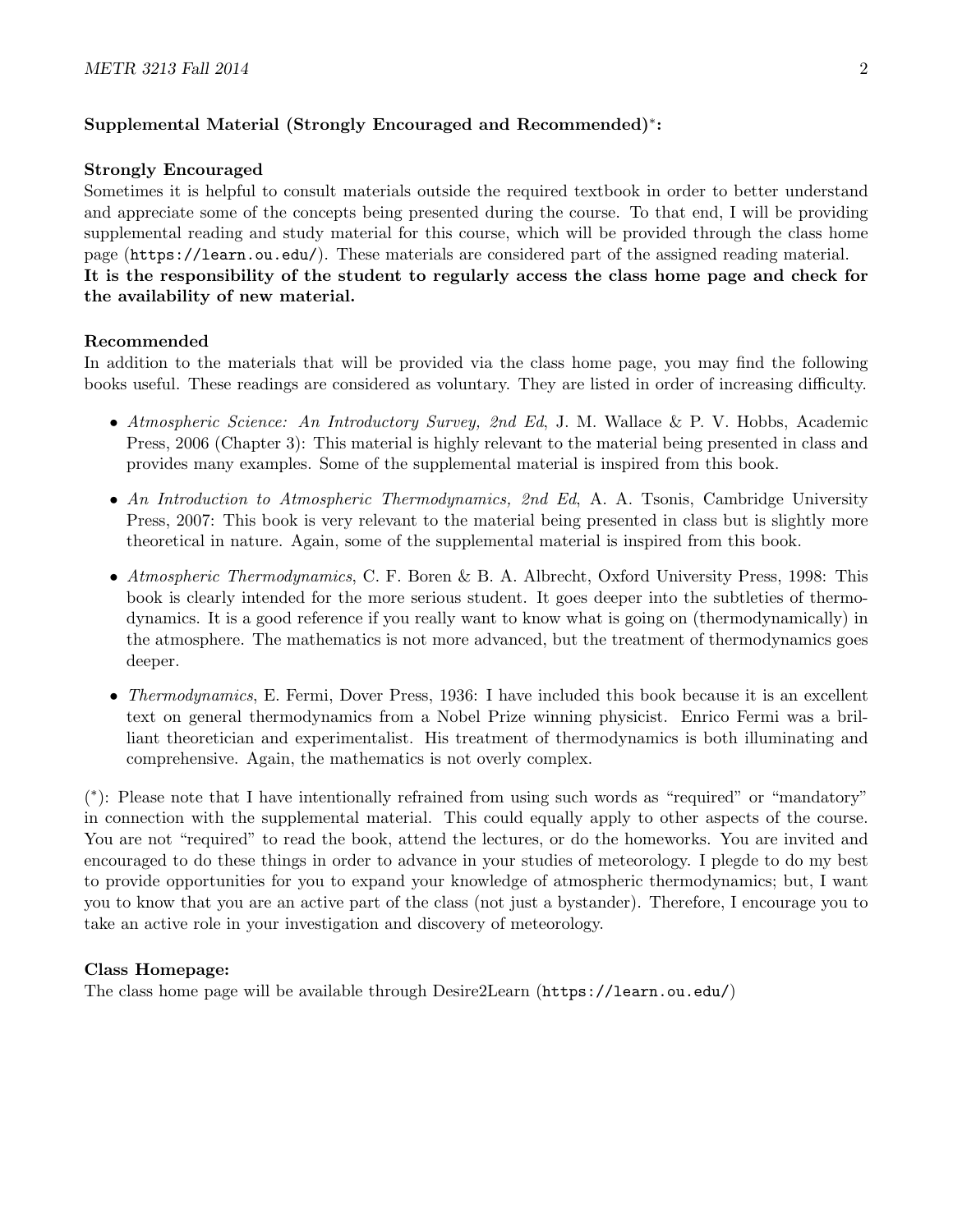**Supplemental Material (Strongly Encouraged and Recommended)*:**

**Strongly Encouraged**

Sometimes it is helpful to consult materials outside the required textbook in order to better understand and appreciate some of the concepts being presented during the course. To that end, I will be providing supplemental reading and study material for this course, which will be provided through the class home page (`https://learn.ou.edu/`). These materials are considered part of the assigned reading material.
**It is the responsibility of the student to regularly access the class home page and check for the availability of new material.**

**Recommended**

In addition to the materials that will be provided via the class home page, you may find the following books useful. These readings are considered as voluntary. They are listed in order of increasing difficulty.

- *Atmospheric Science: An Introductory Survey, 2nd Ed*, J. M. Wallace & P. V. Hobbs, Academic Press, 2006 (Chapter 3): This material is highly relevant to the material being presented in class and provides many examples. Some of the supplemental material is inspired from this book.
- *An Introduction to Atmospheric Thermodynamics, 2nd Ed*, A. A. Tsonis, Cambridge University Press, 2007: This book is very relevant to the material being presented in class but is slightly more theoretical in nature. Again, some of the supplemental material is inspired from this book.
- *Atmospheric Thermodynamics*, C. F. Boren & B. A. Albrecht, Oxford University Press, 1998: This book is clearly intended for the more serious student. It goes deeper into the subtleties of thermodynamics. It is a good reference if you really want to know what is going on (thermodynamically) in the atmosphere. The mathematics is not more advanced, but the treatment of thermodynamics goes deeper.
- *Thermodynamics*, E. Fermi, Dover Press, 1936: I have included this book because it is an excellent text on general thermodynamics from a Nobel Prize winning physicist. Enrico Fermi was a brilliant theoretician and experimentalist. His treatment of thermodynamics is both illuminating and comprehensive. Again, the mathematics is not overly complex.

(*): Please note that I have intentionally refrained from using such words as "required" or "mandatory" in connection with the supplemental material. This could equally apply to other aspects of the course. You are not "required" to read the book, attend the lectures, or do the homeworks. You are invited and encouraged to do these things in order to advance in your studies of meteorology. I plegde to do my best to provide opportunities for you to expand your knowledge of atmospheric thermodynamics; but, I want you to know that you are an active part of the class (not just a bystander). Therefore, I encourage you to take an active role in your investigation and discovery of meteorology.

**Class Homepage:**

The class home page will be available through Desire2Learn (`https://learn.ou.edu/`)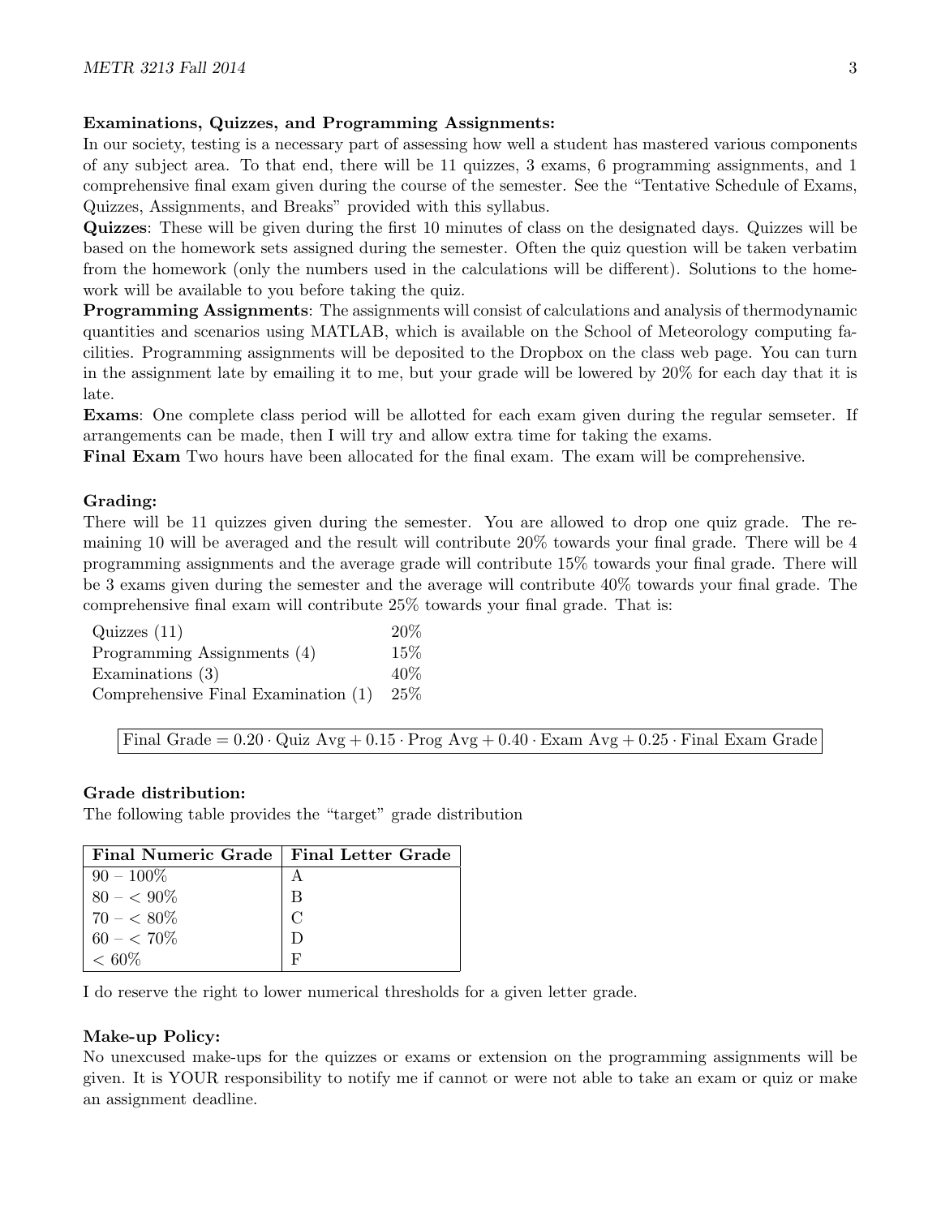**Examinations, Quizzes, and Programming Assignments:**
In our society, testing is a necessary part of assessing how well a student has mastered various components of any subject area. To that end, there will be 11 quizzes, 3 exams, 6 programming assignments, and 1 comprehensive final exam given during the course of the semester. See the "Tentative Schedule of Exams, Quizzes, Assignments, and Breaks" provided with this syllabus.

**Quizzes**: These will be given during the first 10 minutes of class on the designated days. Quizzes will be based on the homework sets assigned during the semester. Often the quiz question will be taken verbatim from the homework (only the numbers used in the calculations will be different). Solutions to the homework will be available to you before taking the quiz.

**Programming Assignments**: The assignments will consist of calculations and analysis of thermodynamic quantities and scenarios using MATLAB, which is available on the School of Meteorology computing facilities. Programming assignments will be deposited to the Dropbox on the class web page. You can turn in the assignment late by emailing it to me, but your grade will be lowered by 20% for each day that it is late.

**Exams**: One complete class period will be allotted for each exam given during the regular semseter. If arrangements can be made, then I will try and allow extra time for taking the exams.

**Final Exam** Two hours have been allocated for the final exam. The exam will be comprehensive.

**Grading:**
There will be 11 quizzes given during the semester. You are allowed to drop one quiz grade. The remaining 10 will be averaged and the result will contribute 20% towards your final grade. There will be 4 programming assignments and the average grade will contribute 15% towards your final grade. There will be 3 exams given during the semester and the average will contribute 40% towards your final grade. The comprehensive final exam will contribute 25% towards your final grade. That is:

| | |
|---|---|
| Quizzes (11) | 20% |
| Programming Assignments (4) | 15% |
| Examinations (3) | 40% |
| Comprehensive Final Examination (1) | 25% |

$$\text{Final Grade} = 0.20 \cdot \text{Quiz Avg} + 0.15 \cdot \text{Prog Avg} + 0.40 \cdot \text{Exam Avg} + 0.25 \cdot \text{Final Exam Grade}$$

**Grade distribution:**
The following table provides the "target" grade distribution

| Final Numeric Grade | Final Letter Grade |
|---|---|
| 90 – 100% | A |
| 80 – < 90% | B |
| 70 – < 80% | C |
| 60 – < 70% | D |
| < 60% | F |

I do reserve the right to lower numerical thresholds for a given letter grade.

**Make-up Policy:**
No unexcused make-ups for the quizzes or exams or extension on the programming assignments will be given. It is YOUR responsibility to notify me if cannot or were not able to take an exam or quiz or make an assignment deadline.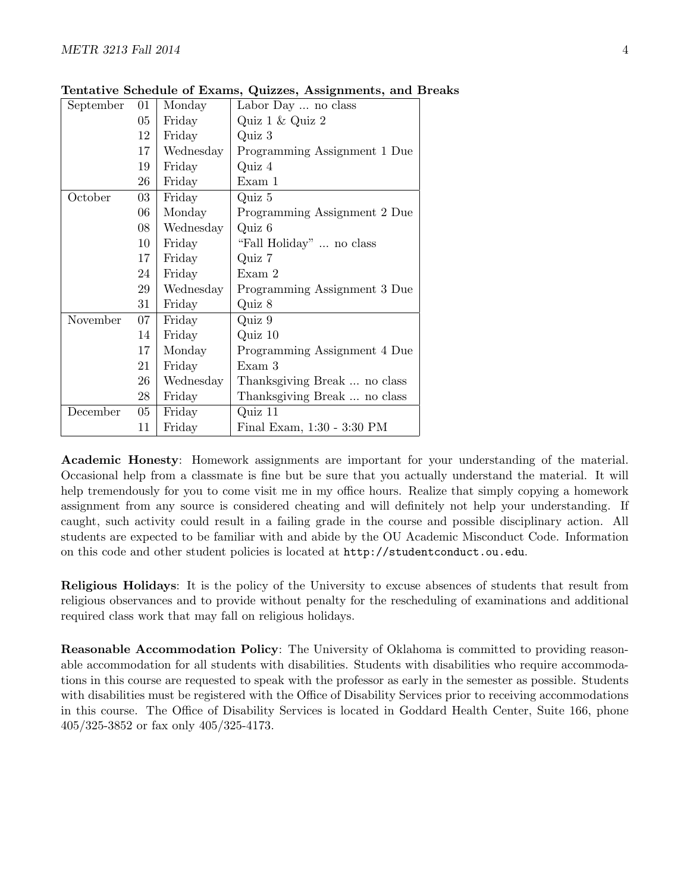**Tentative Schedule of Exams, Quizzes, Assignments, and Breaks**

| | | | |
|---|---|---|---|
| September | 01 | Monday | Labor Day ... no class |
| | 05 | Friday | Quiz 1 & Quiz 2 |
| | 12 | Friday | Quiz 3 |
| | 17 | Wednesday | Programming Assignment 1 Due |
| | 19 | Friday | Quiz 4 |
| | 26 | Friday | Exam 1 |
| October | 03 | Friday | Quiz 5 |
| | 06 | Monday | Programming Assignment 2 Due |
| | 08 | Wednesday | Quiz 6 |
| | 10 | Friday | "Fall Holiday" ... no class |
| | 17 | Friday | Quiz 7 |
| | 24 | Friday | Exam 2 |
| | 29 | Wednesday | Programming Assignment 3 Due |
| | 31 | Friday | Quiz 8 |
| November | 07 | Friday | Quiz 9 |
| | 14 | Friday | Quiz 10 |
| | 17 | Monday | Programming Assignment 4 Due |
| | 21 | Friday | Exam 3 |
| | 26 | Wednesday | Thanksgiving Break ... no class |
| | 28 | Friday | Thanksgiving Break ... no class |
| December | 05 | Friday | Quiz 11 |
| | 11 | Friday | Final Exam, 1:30 - 3:30 PM |

**Academic Honesty**: Homework assignments are important for your understanding of the material. Occasional help from a classmate is fine but be sure that you actually understand the material. It will help tremendously for you to come visit me in my office hours. Realize that simply copying a homework assignment from any source is considered cheating and will definitely not help your understanding. If caught, such activity could result in a failing grade in the course and possible disciplinary action. All students are expected to be familiar with and abide by the OU Academic Misconduct Code. Information on this code and other student policies is located at http://studentconduct.ou.edu.

**Religious Holidays**: It is the policy of the University to excuse absences of students that result from religious observances and to provide without penalty for the rescheduling of examinations and additional required class work that may fall on religious holidays.

**Reasonable Accommodation Policy**: The University of Oklahoma is committed to providing reasonable accommodation for all students with disabilities. Students with disabilities who require accommodations in this course are requested to speak with the professor as early in the semester as possible. Students with disabilities must be registered with the Office of Disability Services prior to receiving accommodations in this course. The Office of Disability Services is located in Goddard Health Center, Suite 166, phone 405/325-3852 or fax only 405/325-4173.